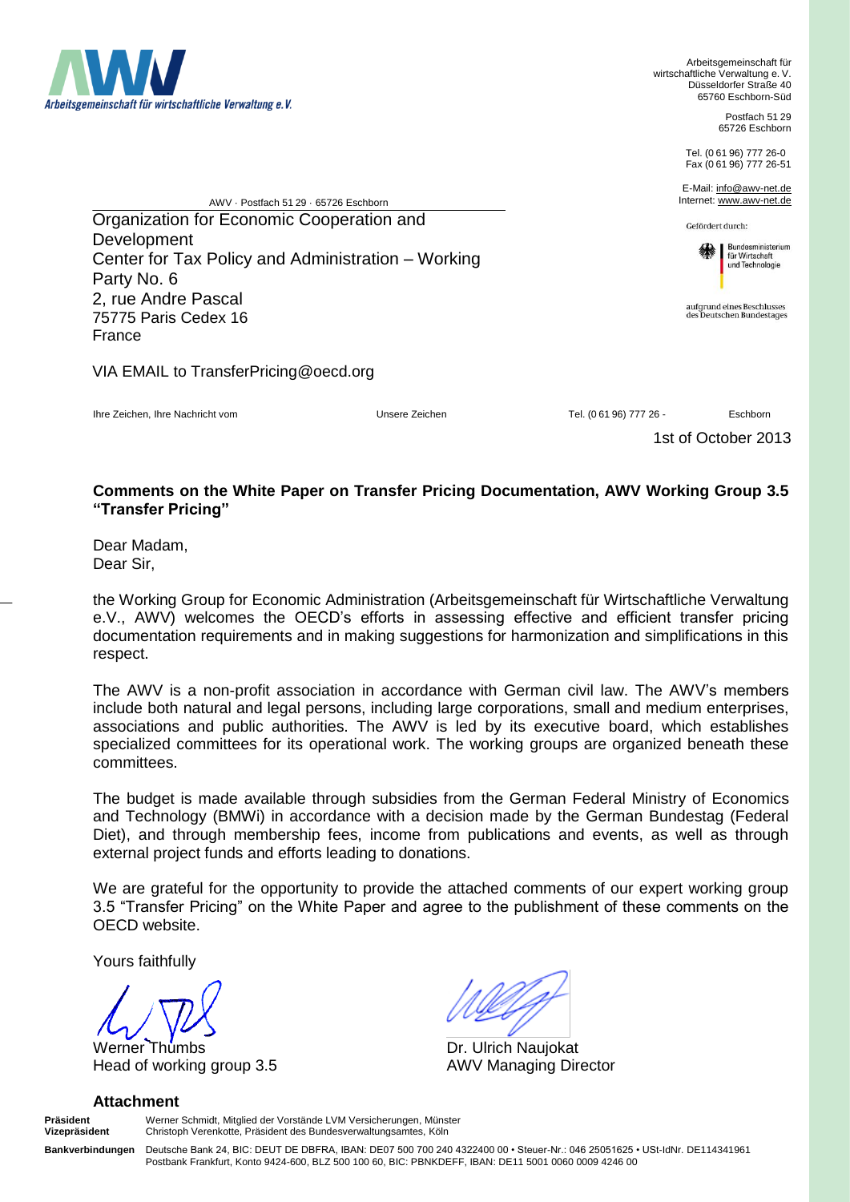Arbeitsgemeinschaft für wirtschaftliche Verwaltung e.V.

Arbeitsgemeinschaft für wirtschaftliche Verwaltung e. V.
Düsseldorfer Straße 40
65760 Eschborn-Süd

Postfach 51 29
65726 Eschborn

Tel. (0 61 96) 777 26-0
Fax (0 61 96) 777 26-51

E-Mail: info@awv-net.de
Internet: www.awv-net.de

Gefördert durch:
Bundesministerium für Wirtschaft und Technologie
aufgrund eines Beschlusses des Deutschen Bundestages

AWV · Postfach 51 29 · 65726 Eschborn

Organization for Economic Cooperation and Development
Center for Tax Policy and Administration – Working Party No. 6
2, rue Andre Pascal
75775 Paris Cedex 16
France

VIA EMAIL to TransferPricing@oecd.org

| Ihre Zeichen, Ihre Nachricht vom | Unsere Zeichen | Tel. (0 61 96) 777 26 - | Eschborn |
|---|---|---|---|

1st of October 2013

**Comments on the White Paper on Transfer Pricing Documentation, AWV Working Group 3.5 "Transfer Pricing"**

Dear Madam,
Dear Sir,

the Working Group for Economic Administration (Arbeitsgemeinschaft für Wirtschaftliche Verwaltung e.V., AWV) welcomes the OECD's efforts in assessing effective and efficient transfer pricing documentation requirements and in making suggestions for harmonization and simplifications in this respect.

The AWV is a non-profit association in accordance with German civil law. The AWV's members include both natural and legal persons, including large corporations, small and medium enterprises, associations and public authorities. The AWV is led by its executive board, which establishes specialized committees for its operational work. The working groups are organized beneath these committees.

The budget is made available through subsidies from the German Federal Ministry of Economics and Technology (BMWi) in accordance with a decision made by the German Bundestag (Federal Diet), and through membership fees, income from publications and events, as well as through external project funds and efforts leading to donations.

We are grateful for the opportunity to provide the attached comments of our expert working group 3.5 "Transfer Pricing" on the White Paper and agree to the publishment of these comments on the OECD website.

Yours faithfully

Werner Thumbs
Head of working group 3.5

Dr. Ulrich Naujokat
AWV Managing Director

**Attachment**

**Präsident** Werner Schmidt, Mitglied der Vorstände LVM Versicherungen, Münster
**Vizepräsident** Christoph Verenkotte, Präsident des Bundesverwaltungsamtes, Köln

**Bankverbindungen** Deutsche Bank 24, BIC: DEUT DE DBFRA, IBAN: DE07 500 700 240 4322400 00 • Steuer-Nr.: 046 25051625 • USt-IdNr. DE114341961
Postbank Frankfurt, Konto 9424-600, BLZ 500 100 60, BIC: PBNKDEFF, IBAN: DE11 5001 0060 0009 4246 00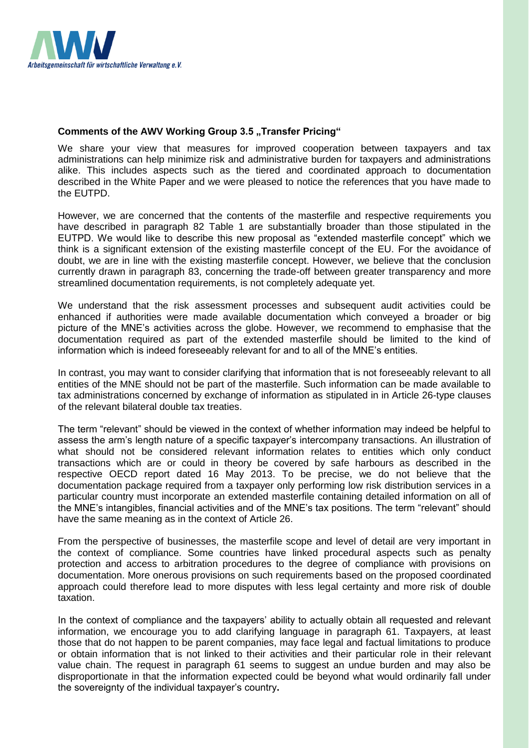**Comments of the AWV Working Group 3.5 „Transfer Pricing"**

We share your view that measures for improved cooperation between taxpayers and tax administrations can help minimize risk and administrative burden for taxpayers and administrations alike. This includes aspects such as the tiered and coordinated approach to documentation described in the White Paper and we were pleased to notice the references that you have made to the EUTPD.

However, we are concerned that the contents of the masterfile and respective requirements you have described in paragraph 82 Table 1 are substantially broader than those stipulated in the EUTPD. We would like to describe this new proposal as "extended masterfile concept" which we think is a significant extension of the existing masterfile concept of the EU. For the avoidance of doubt, we are in line with the existing masterfile concept. However, we believe that the conclusion currently drawn in paragraph 83, concerning the trade-off between greater transparency and more streamlined documentation requirements, is not completely adequate yet.

We understand that the risk assessment processes and subsequent audit activities could be enhanced if authorities were made available documentation which conveyed a broader or big picture of the MNE's activities across the globe. However, we recommend to emphasise that the documentation required as part of the extended masterfile should be limited to the kind of information which is indeed foreseeably relevant for and to all of the MNE's entities.

In contrast, you may want to consider clarifying that information that is not foreseeably relevant to all entities of the MNE should not be part of the masterfile. Such information can be made available to tax administrations concerned by exchange of information as stipulated in in Article 26-type clauses of the relevant bilateral double tax treaties.

The term "relevant" should be viewed in the context of whether information may indeed be helpful to assess the arm's length nature of a specific taxpayer's intercompany transactions. An illustration of what should not be considered relevant information relates to entities which only conduct transactions which are or could in theory be covered by safe harbours as described in the respective OECD report dated 16 May 2013. To be precise, we do not believe that the documentation package required from a taxpayer only performing low risk distribution services in a particular country must incorporate an extended masterfile containing detailed information on all of the MNE's intangibles, financial activities and of the MNE's tax positions. The term "relevant" should have the same meaning as in the context of Article 26.

From the perspective of businesses, the masterfile scope and level of detail are very important in the context of compliance. Some countries have linked procedural aspects such as penalty protection and access to arbitration procedures to the degree of compliance with provisions on documentation. More onerous provisions on such requirements based on the proposed coordinated approach could therefore lead to more disputes with less legal certainty and more risk of double taxation.

In the context of compliance and the taxpayers' ability to actually obtain all requested and relevant information, we encourage you to add clarifying language in paragraph 61. Taxpayers, at least those that do not happen to be parent companies, may face legal and factual limitations to produce or obtain information that is not linked to their activities and their particular role in their relevant value chain. The request in paragraph 61 seems to suggest an undue burden and may also be disproportionate in that the information expected could be beyond what would ordinarily fall under the sovereignty of the individual taxpayer's country**.**